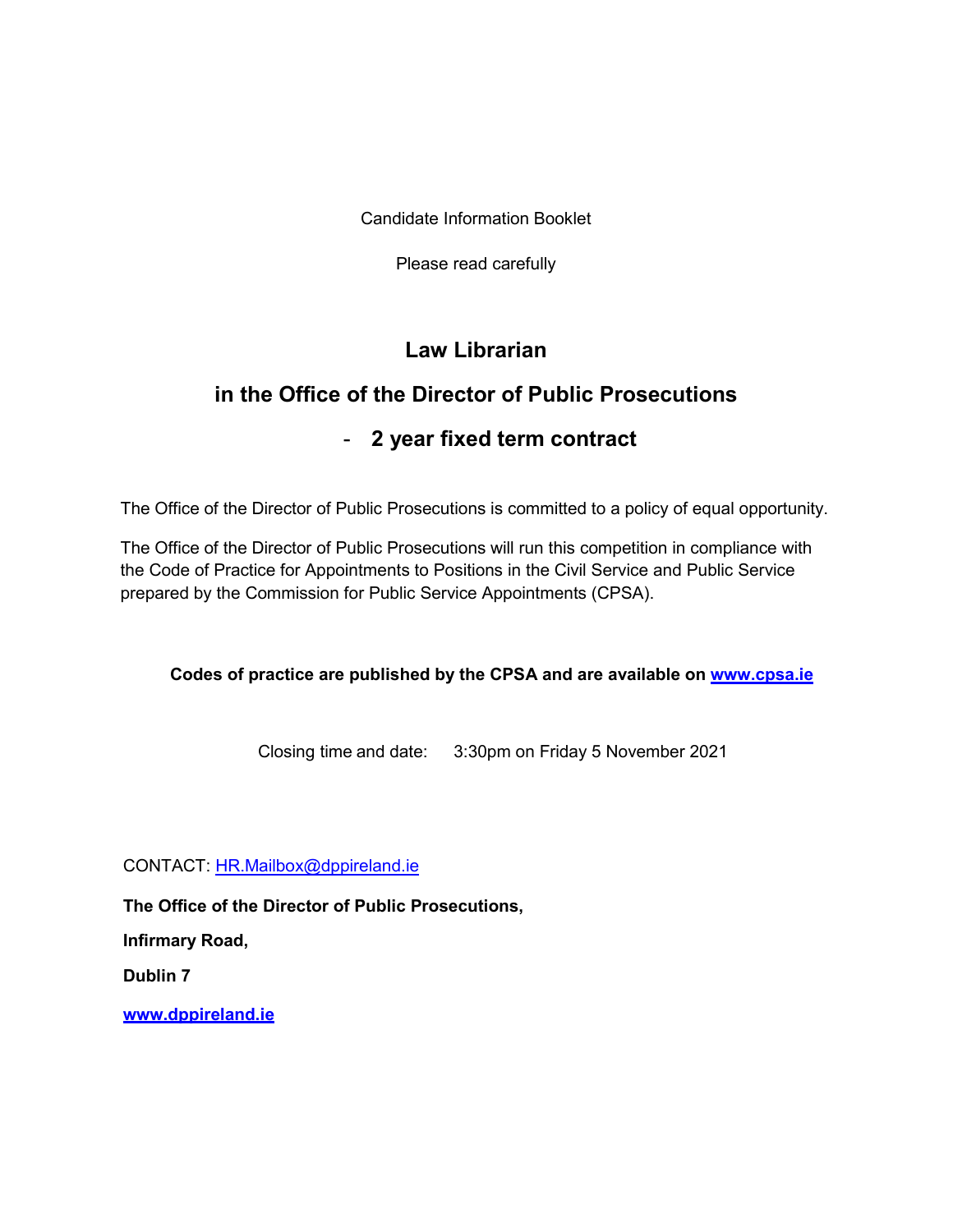Candidate Information Booklet

Please read carefully

# Law Librarian

# in the Office of the Director of Public Prosecutions

# - 2 year fixed term contract

The Office of the Director of Public Prosecutions is committed to a policy of equal opportunity.

The Office of the Director of Public Prosecutions will run this competition in compliance with the Code of Practice for Appointments to Positions in the Civil Service and Public Service prepared by the Commission for Public Service Appointments (CPSA).

**Codes of practice are published by the CPSA and are available on [www.cpsa.ie](http://www.cpsa.ie)**

Closing time and date: 3:30pm on Friday 5 November 2021

CONTACT: [HR.Mailbox@dppireland.ie](mailto:HR.Mailbox@dppireland.ie)

**The Office of the Director of Public Prosecutions,**

**Infirmary Road,**

**Dublin 7**

**[www.dppireland.ie](http://www.dppireland.ie)**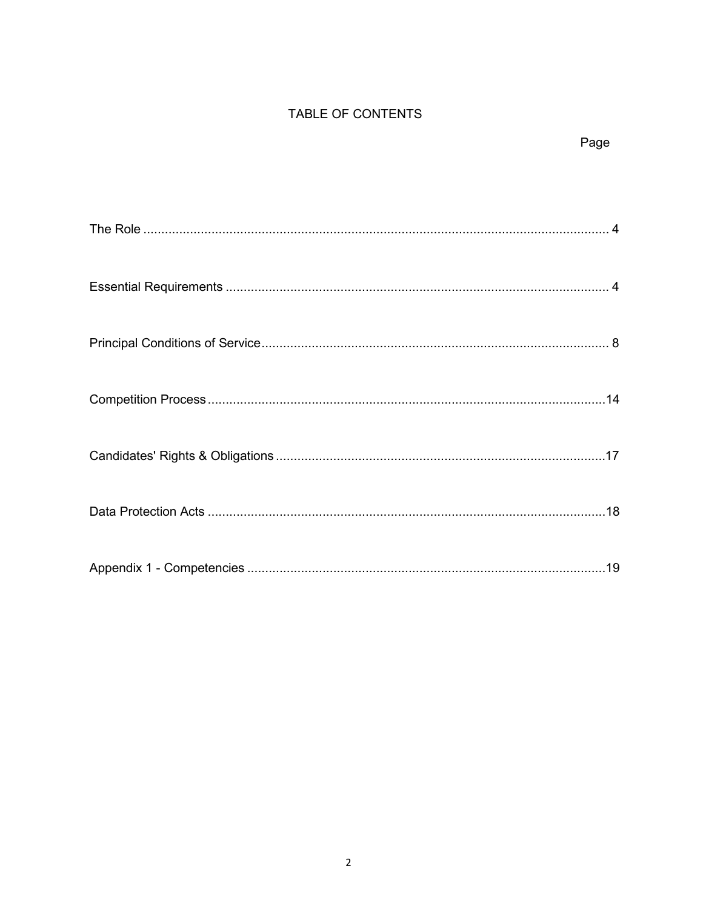# TABLE OF CONTENTS

| | Page |
|---|---|
| The Role | 4 |
| Essential Requirements | 4 |
| Principal Conditions of Service | 8 |
| Competition Process | 14 |
| Candidates' Rights & Obligations | 17 |
| Data Protection Acts | 18 |
| Appendix 1 - Competencies | 19 |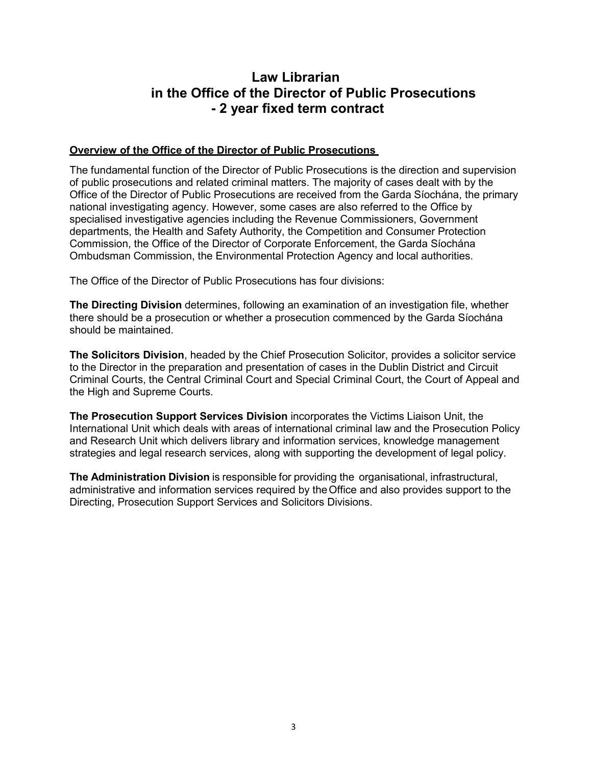# Law Librarian in the Office of the Director of Public Prosecutions - 2 year fixed term contract

## Overview of the Office of the Director of Public Prosecutions

The fundamental function of the Director of Public Prosecutions is the direction and supervision of public prosecutions and related criminal matters. The majority of cases dealt with by the Office of the Director of Public Prosecutions are received from the Garda Síochána, the primary national investigating agency. However, some cases are also referred to the Office by specialised investigative agencies including the Revenue Commissioners, Government departments, the Health and Safety Authority, the Competition and Consumer Protection Commission, the Office of the Director of Corporate Enforcement, the Garda Síochána Ombudsman Commission, the Environmental Protection Agency and local authorities.

The Office of the Director of Public Prosecutions has four divisions:

**The Directing Division** determines, following an examination of an investigation file, whether there should be a prosecution or whether a prosecution commenced by the Garda Síochána should be maintained.

**The Solicitors Division**, headed by the Chief Prosecution Solicitor, provides a solicitor service to the Director in the preparation and presentation of cases in the Dublin District and Circuit Criminal Courts, the Central Criminal Court and Special Criminal Court, the Court of Appeal and the High and Supreme Courts.

**The Prosecution Support Services Division** incorporates the Victims Liaison Unit, the International Unit which deals with areas of international criminal law and the Prosecution Policy and Research Unit which delivers library and information services, knowledge management strategies and legal research services, along with supporting the development of legal policy.

**The Administration Division** is responsible for providing the organisational, infrastructural, administrative and information services required by the Office and also provides support to the Directing, Prosecution Support Services and Solicitors Divisions.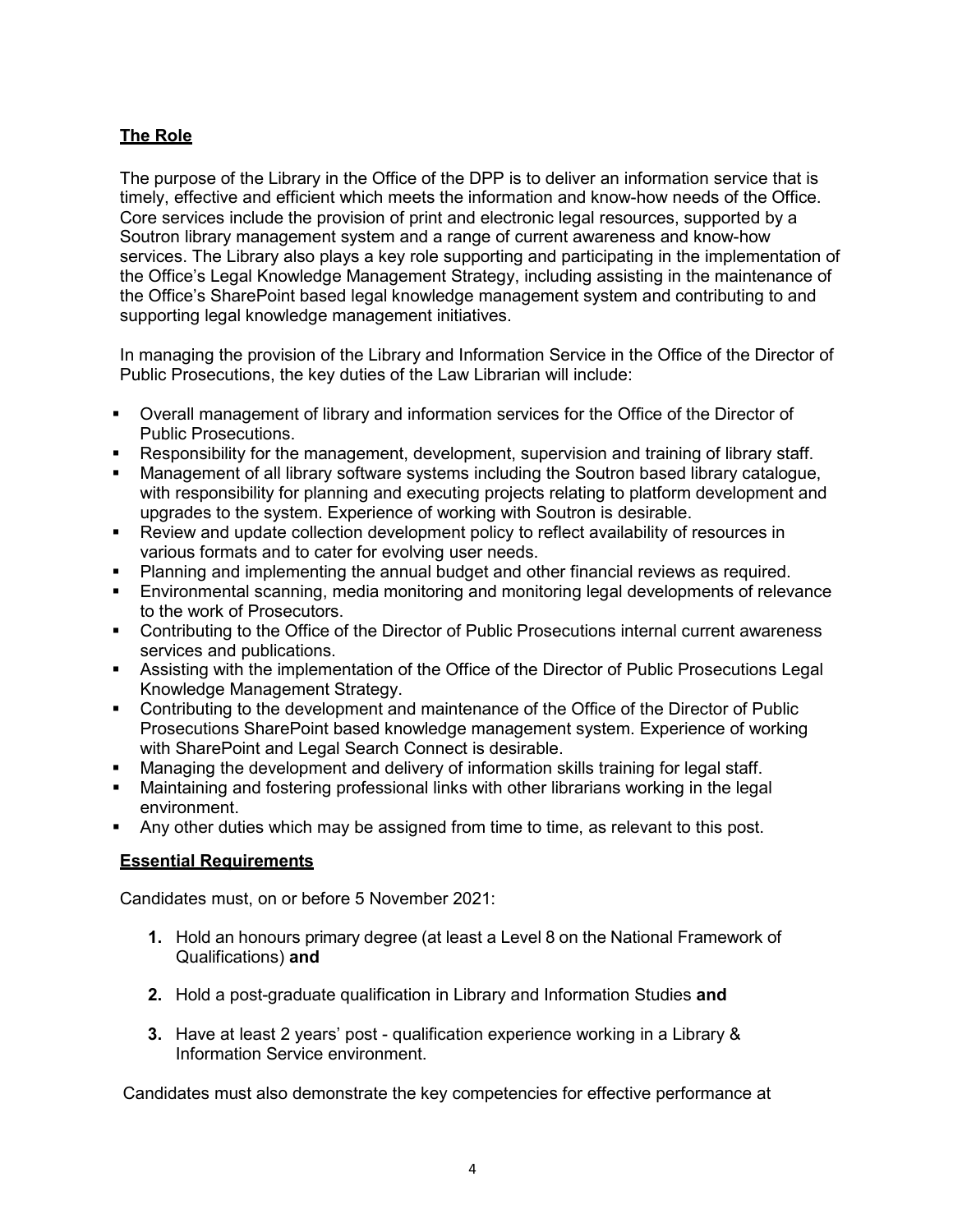**The Role**

The purpose of the Library in the Office of the DPP is to deliver an information service that is timely, effective and efficient which meets the information and know-how needs of the Office. Core services include the provision of print and electronic legal resources, supported by a Soutron library management system and a range of current awareness and know-how services. The Library also plays a key role supporting and participating in the implementation of the Office's Legal Knowledge Management Strategy, including assisting in the maintenance of the Office's SharePoint based legal knowledge management system and contributing to and supporting legal knowledge management initiatives.

In managing the provision of the Library and Information Service in the Office of the Director of Public Prosecutions, the key duties of the Law Librarian will include:

- Overall management of library and information services for the Office of the Director of Public Prosecutions.
- Responsibility for the management, development, supervision and training of library staff.
- Management of all library software systems including the Soutron based library catalogue, with responsibility for planning and executing projects relating to platform development and upgrades to the system. Experience of working with Soutron is desirable.
- Review and update collection development policy to reflect availability of resources in various formats and to cater for evolving user needs.
- Planning and implementing the annual budget and other financial reviews as required.
- Environmental scanning, media monitoring and monitoring legal developments of relevance to the work of Prosecutors.
- Contributing to the Office of the Director of Public Prosecutions internal current awareness services and publications.
- Assisting with the implementation of the Office of the Director of Public Prosecutions Legal Knowledge Management Strategy.
- Contributing to the development and maintenance of the Office of the Director of Public Prosecutions SharePoint based knowledge management system. Experience of working with SharePoint and Legal Search Connect is desirable.
- Managing the development and delivery of information skills training for legal staff.
- Maintaining and fostering professional links with other librarians working in the legal environment.
- Any other duties which may be assigned from time to time, as relevant to this post.

**Essential Requirements**

Candidates must, on or before 5 November 2021:

1. Hold an honours primary degree (at least a Level 8 on the National Framework of Qualifications) **and**

2. Hold a post-graduate qualification in Library and Information Studies **and**

3. Have at least 2 years' post - qualification experience working in a Library & Information Service environment.

Candidates must also demonstrate the key competencies for effective performance at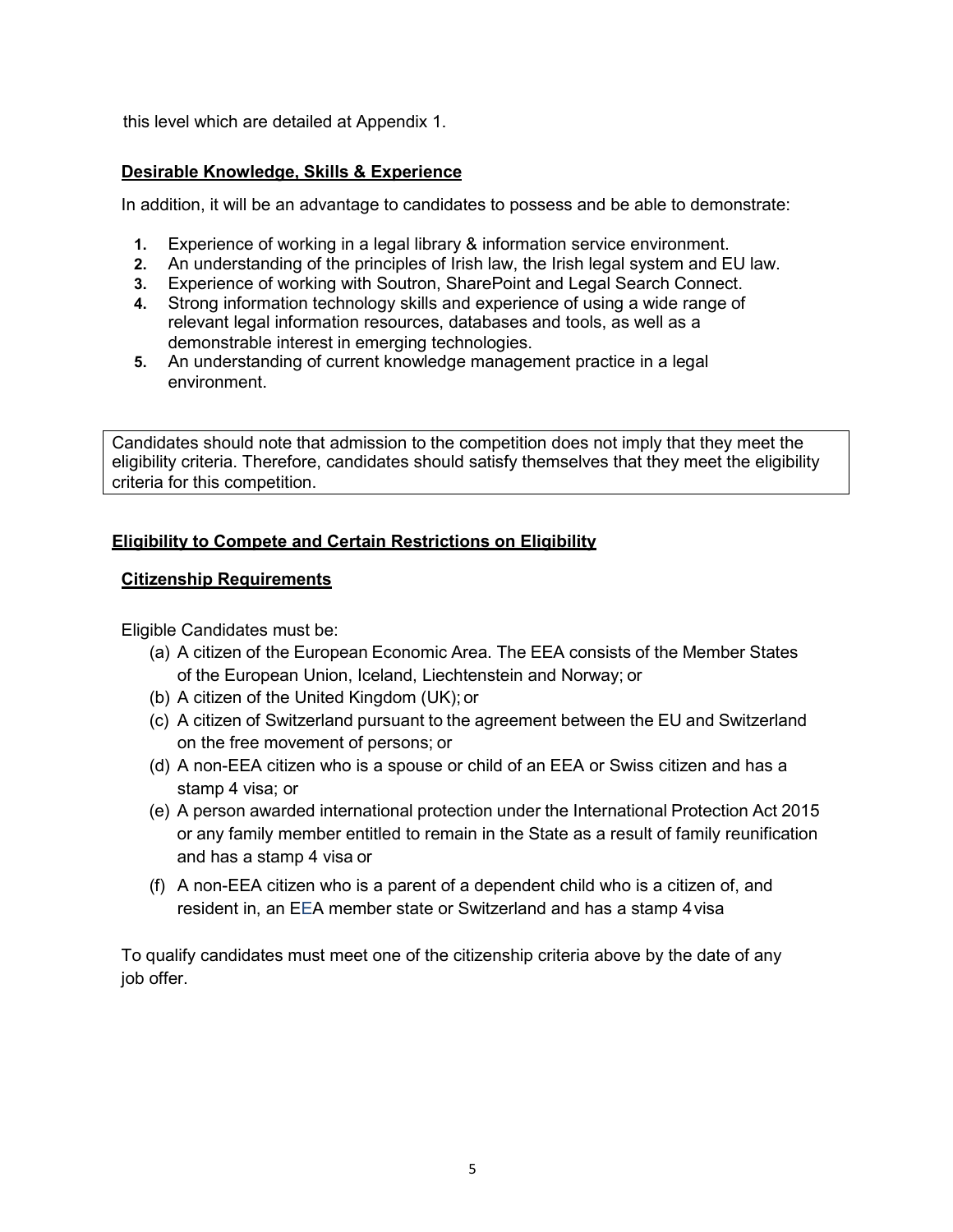this level which are detailed at Appendix 1.

## Desirable Knowledge, Skills & Experience

In addition, it will be an advantage to candidates to possess and be able to demonstrate:

1. Experience of working in a legal library & information service environment.
2. An understanding of the principles of Irish law, the Irish legal system and EU law.
3. Experience of working with Soutron, SharePoint and Legal Search Connect.
4. Strong information technology skills and experience of using a wide range of relevant legal information resources, databases and tools, as well as a demonstrable interest in emerging technologies.
5. An understanding of current knowledge management practice in a legal environment.

> Candidates should note that admission to the competition does not imply that they meet the eligibility criteria. Therefore, candidates should satisfy themselves that they meet the eligibility criteria for this competition.

## Eligibility to Compete and Certain Restrictions on Eligibility

### Citizenship Requirements

Eligible Candidates must be:

(a) A citizen of the European Economic Area. The EEA consists of the Member States of the European Union, Iceland, Liechtenstein and Norway; or

(b) A citizen of the United Kingdom (UK); or

(c) A citizen of Switzerland pursuant to the agreement between the EU and Switzerland on the free movement of persons; or

(d) A non-EEA citizen who is a spouse or child of an EEA or Swiss citizen and has a stamp 4 visa; or

(e) A person awarded international protection under the International Protection Act 2015 or any family member entitled to remain in the State as a result of family reunification and has a stamp 4 visa or

(f) A non-EEA citizen who is a parent of a dependent child who is a citizen of, and resident in, an EEA member state or Switzerland and has a stamp 4 visa

To qualify candidates must meet one of the citizenship criteria above by the date of any job offer.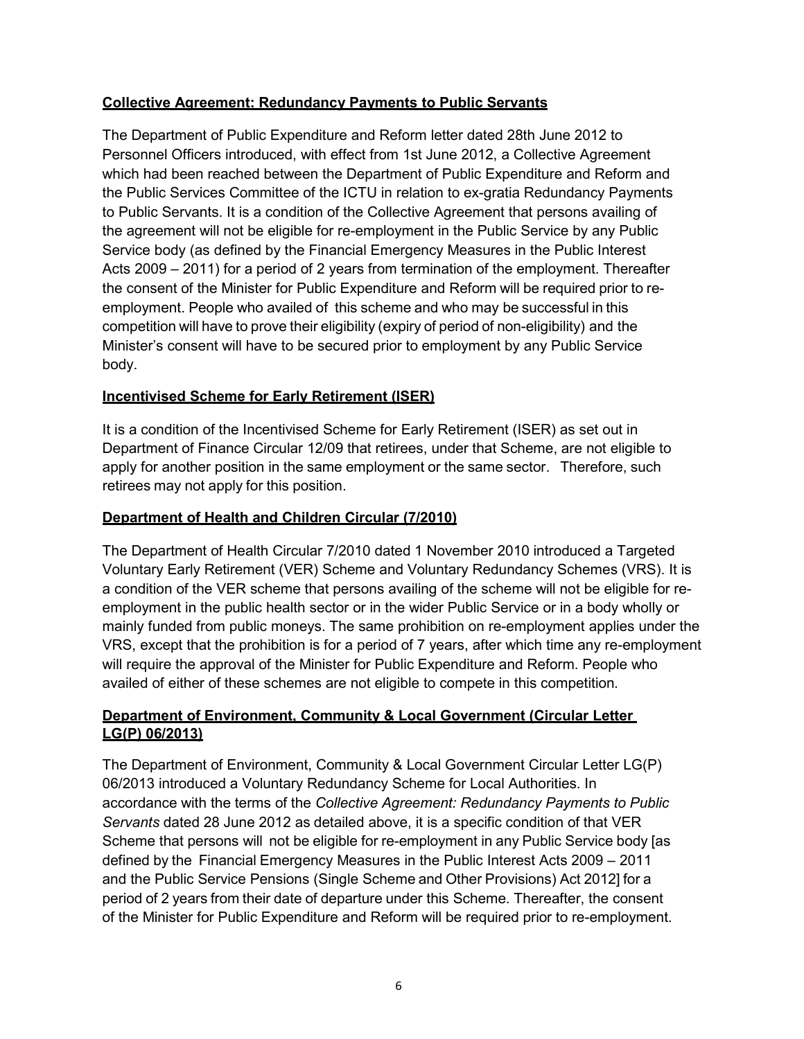**Collective Agreement: Redundancy Payments to Public Servants**

The Department of Public Expenditure and Reform letter dated 28th June 2012 to Personnel Officers introduced, with effect from 1st June 2012, a Collective Agreement which had been reached between the Department of Public Expenditure and Reform and the Public Services Committee of the ICTU in relation to ex-gratia Redundancy Payments to Public Servants. It is a condition of the Collective Agreement that persons availing of the agreement will not be eligible for re-employment in the Public Service by any Public Service body (as defined by the Financial Emergency Measures in the Public Interest Acts 2009 – 2011) for a period of 2 years from termination of the employment. Thereafter the consent of the Minister for Public Expenditure and Reform will be required prior to re-employment. People who availed of this scheme and who may be successful in this competition will have to prove their eligibility (expiry of period of non-eligibility) and the Minister's consent will have to be secured prior to employment by any Public Service body.

**Incentivised Scheme for Early Retirement (ISER)**

It is a condition of the Incentivised Scheme for Early Retirement (ISER) as set out in Department of Finance Circular 12/09 that retirees, under that Scheme, are not eligible to apply for another position in the same employment or the same sector. Therefore, such retirees may not apply for this position.

**Department of Health and Children Circular (7/2010)**

The Department of Health Circular 7/2010 dated 1 November 2010 introduced a Targeted Voluntary Early Retirement (VER) Scheme and Voluntary Redundancy Schemes (VRS). It is a condition of the VER scheme that persons availing of the scheme will not be eligible for re-employment in the public health sector or in the wider Public Service or in a body wholly or mainly funded from public moneys. The same prohibition on re-employment applies under the VRS, except that the prohibition is for a period of 7 years, after which time any re-employment will require the approval of the Minister for Public Expenditure and Reform. People who availed of either of these schemes are not eligible to compete in this competition.

**Department of Environment, Community & Local Government (Circular Letter LG(P) 06/2013)**

The Department of Environment, Community & Local Government Circular Letter LG(P) 06/2013 introduced a Voluntary Redundancy Scheme for Local Authorities. In accordance with the terms of the *Collective Agreement: Redundancy Payments to Public Servants* dated 28 June 2012 as detailed above, it is a specific condition of that VER Scheme that persons will not be eligible for re-employment in any Public Service body [as defined by the Financial Emergency Measures in the Public Interest Acts 2009 – 2011 and the Public Service Pensions (Single Scheme and Other Provisions) Act 2012] for a period of 2 years from their date of departure under this Scheme. Thereafter, the consent of the Minister for Public Expenditure and Reform will be required prior to re-employment.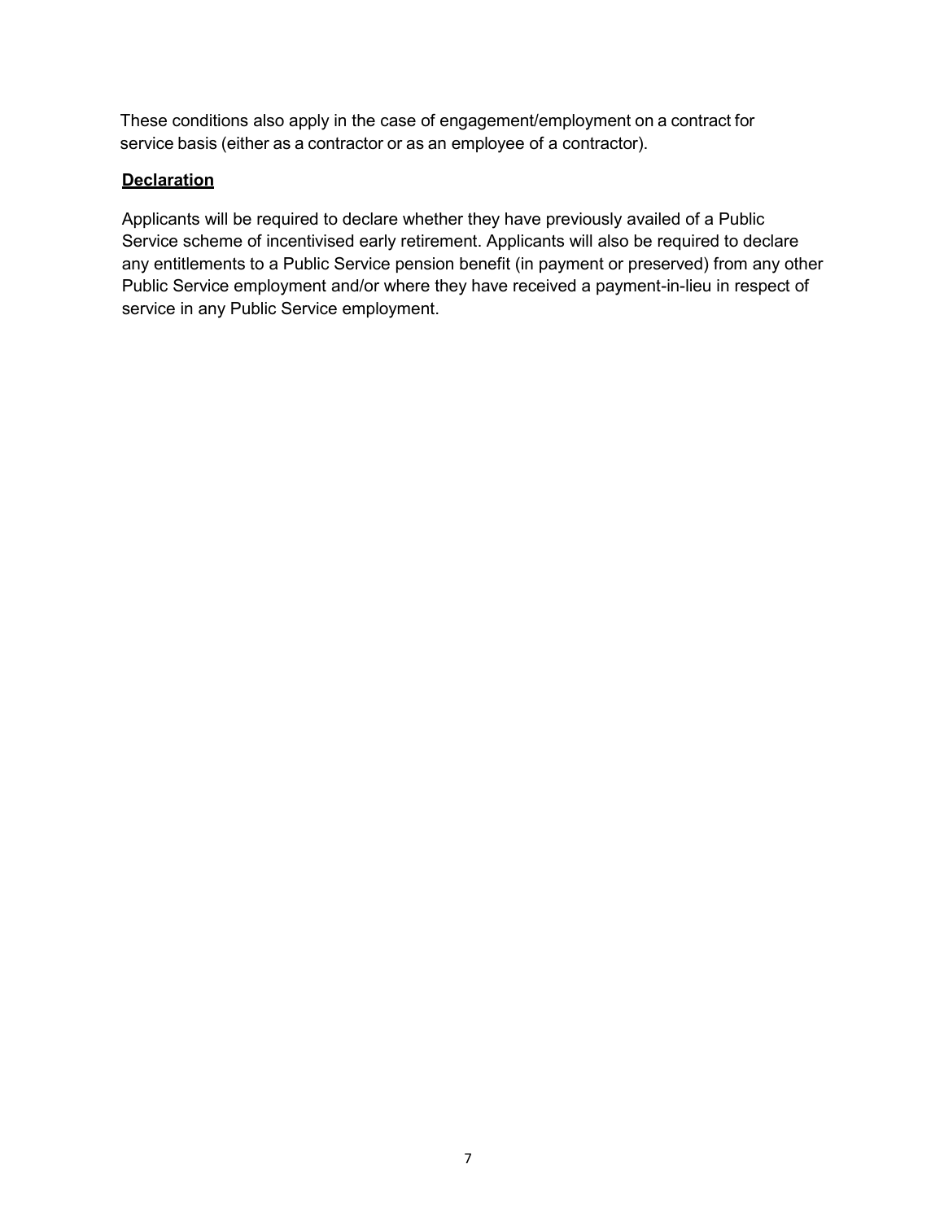These conditions also apply in the case of engagement/employment on a contract for service basis (either as a contractor or as an employee of a contractor).

**Declaration**

Applicants will be required to declare whether they have previously availed of a Public Service scheme of incentivised early retirement. Applicants will also be required to declare any entitlements to a Public Service pension benefit (in payment or preserved) from any other Public Service employment and/or where they have received a payment-in-lieu in respect of service in any Public Service employment.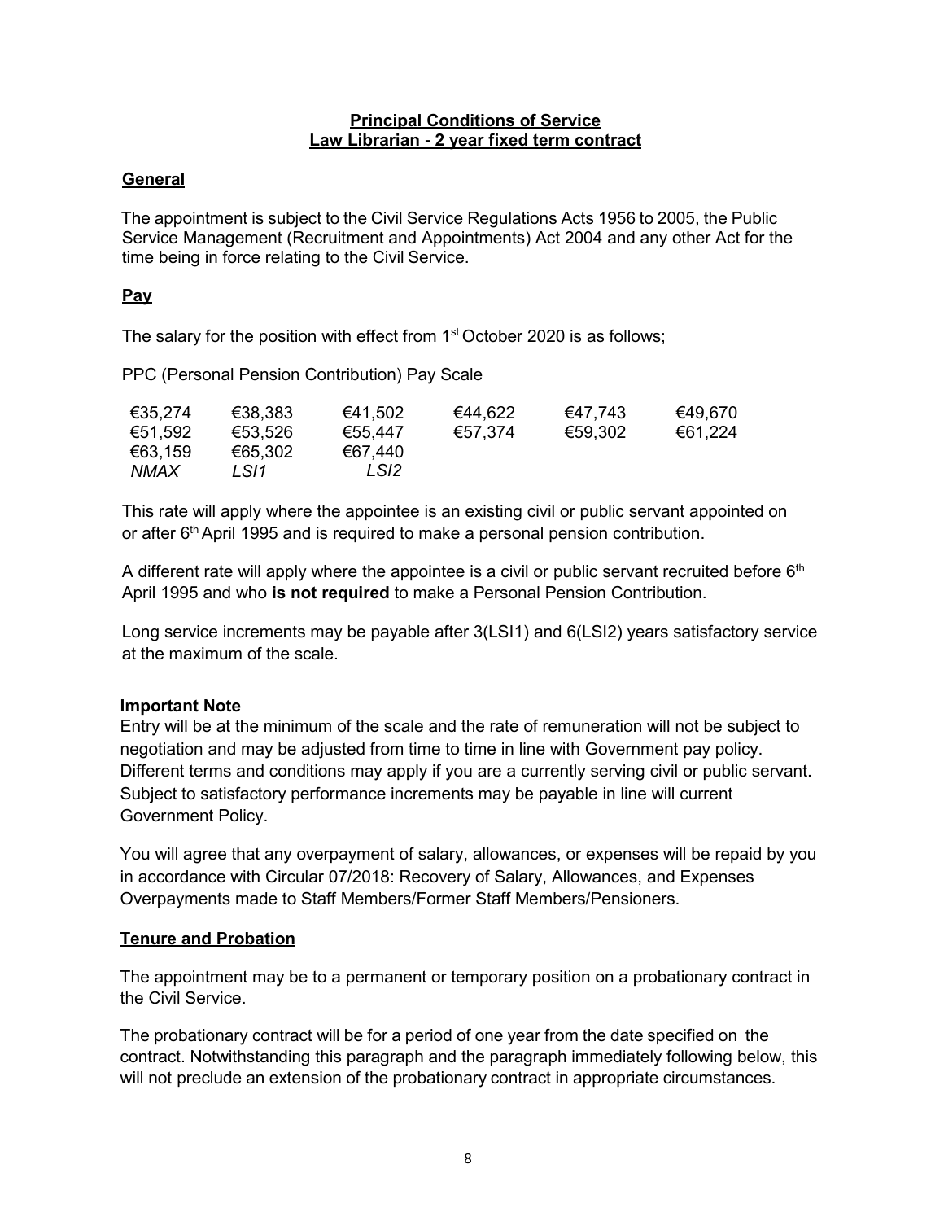**Principal Conditions of Service**
**Law Librarian - 2 year fixed term contract**

## General

The appointment is subject to the Civil Service Regulations Acts 1956 to 2005, the Public Service Management (Recruitment and Appointments) Act 2004 and any other Act for the time being in force relating to the Civil Service.

## Pay

The salary for the position with effect from 1st October 2020 is as follows;

PPC (Personal Pension Contribution) Pay Scale

| | | | | | |
|---|---|---|---|---|---|
| €35,274 | €38,383 | €41,502 | €44,622 | €47,743 | €49,670 |
| €51,592 | €53,526 | €55,447 | €57,374 | €59,302 | €61,224 |
| €63,159 | €65,302 | €67,440 | | | |
| *NMAX* | *LSI1* | *LSI2* | | | |

This rate will apply where the appointee is an existing civil or public servant appointed on or after 6th April 1995 and is required to make a personal pension contribution.

A different rate will apply where the appointee is a civil or public servant recruited before 6th April 1995 and who **is not required** to make a Personal Pension Contribution.

Long service increments may be payable after 3(LSI1) and 6(LSI2) years satisfactory service at the maximum of the scale.

**Important Note**
Entry will be at the minimum of the scale and the rate of remuneration will not be subject to negotiation and may be adjusted from time to time in line with Government pay policy. Different terms and conditions may apply if you are a currently serving civil or public servant. Subject to satisfactory performance increments may be payable in line will current Government Policy.

You will agree that any overpayment of salary, allowances, or expenses will be repaid by you in accordance with Circular 07/2018: Recovery of Salary, Allowances, and Expenses Overpayments made to Staff Members/Former Staff Members/Pensioners.

## Tenure and Probation

The appointment may be to a permanent or temporary position on a probationary contract in the Civil Service.

The probationary contract will be for a period of one year from the date specified on the contract. Notwithstanding this paragraph and the paragraph immediately following below, this will not preclude an extension of the probationary contract in appropriate circumstances.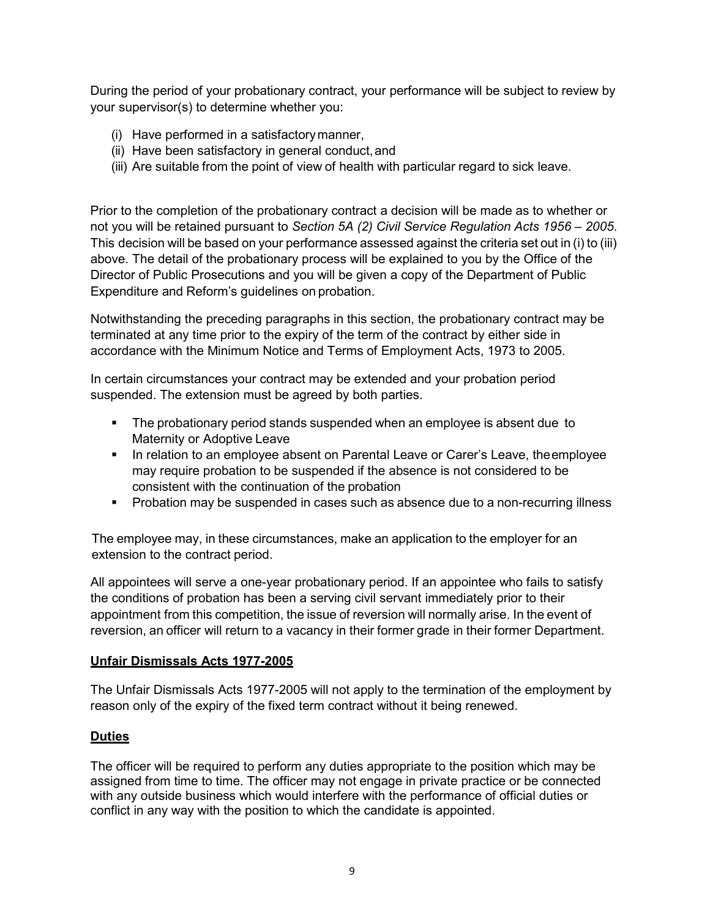During the period of your probationary contract, your performance will be subject to review by your supervisor(s) to determine whether you:

(i) Have performed in a satisfactory manner,
(ii) Have been satisfactory in general conduct, and
(iii) Are suitable from the point of view of health with particular regard to sick leave.

Prior to the completion of the probationary contract a decision will be made as to whether or not you will be retained pursuant to *Section 5A (2) Civil Service Regulation Acts 1956 – 2005*. This decision will be based on your performance assessed against the criteria set out in (i) to (iii) above. The detail of the probationary process will be explained to you by the Office of the Director of Public Prosecutions and you will be given a copy of the Department of Public Expenditure and Reform's guidelines on probation.

Notwithstanding the preceding paragraphs in this section, the probationary contract may be terminated at any time prior to the expiry of the term of the contract by either side in accordance with the Minimum Notice and Terms of Employment Acts, 1973 to 2005.

In certain circumstances your contract may be extended and your probation period suspended. The extension must be agreed by both parties.

- The probationary period stands suspended when an employee is absent due to Maternity or Adoptive Leave
- In relation to an employee absent on Parental Leave or Carer's Leave, the employee may require probation to be suspended if the absence is not considered to be consistent with the continuation of the probation
- Probation may be suspended in cases such as absence due to a non-recurring illness

The employee may, in these circumstances, make an application to the employer for an extension to the contract period.

All appointees will serve a one-year probationary period. If an appointee who fails to satisfy the conditions of probation has been a serving civil servant immediately prior to their appointment from this competition, the issue of reversion will normally arise. In the event of reversion, an officer will return to a vacancy in their former grade in their former Department.

## Unfair Dismissals Acts 1977-2005

The Unfair Dismissals Acts 1977-2005 will not apply to the termination of the employment by reason only of the expiry of the fixed term contract without it being renewed.

## Duties

The officer will be required to perform any duties appropriate to the position which may be assigned from time to time. The officer may not engage in private practice or be connected with any outside business which would interfere with the performance of official duties or conflict in any way with the position to which the candidate is appointed.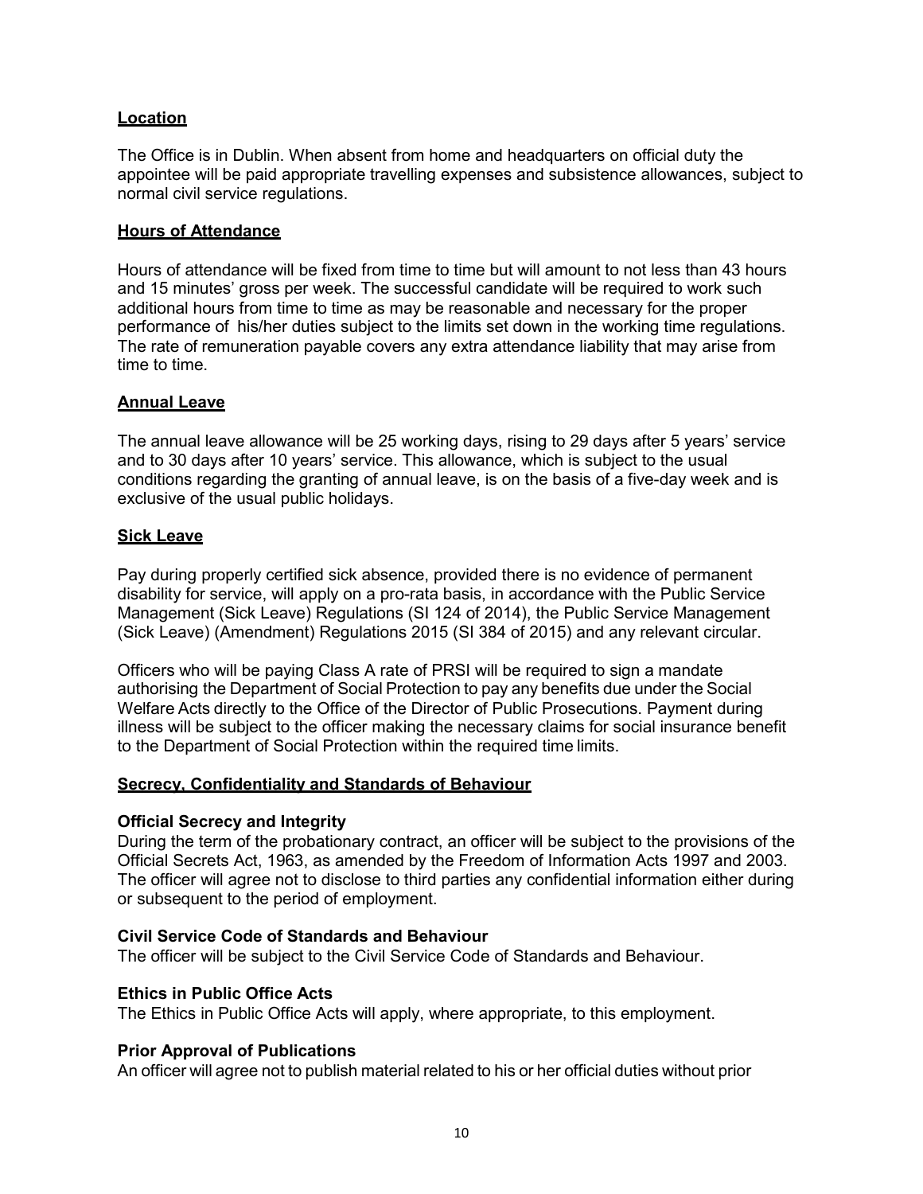## Location

The Office is in Dublin. When absent from home and headquarters on official duty the appointee will be paid appropriate travelling expenses and subsistence allowances, subject to normal civil service regulations.

## Hours of Attendance

Hours of attendance will be fixed from time to time but will amount to not less than 43 hours and 15 minutes' gross per week. The successful candidate will be required to work such additional hours from time to time as may be reasonable and necessary for the proper performance of his/her duties subject to the limits set down in the working time regulations. The rate of remuneration payable covers any extra attendance liability that may arise from time to time.

## Annual Leave

The annual leave allowance will be 25 working days, rising to 29 days after 5 years' service and to 30 days after 10 years' service. This allowance, which is subject to the usual conditions regarding the granting of annual leave, is on the basis of a five-day week and is exclusive of the usual public holidays.

## Sick Leave

Pay during properly certified sick absence, provided there is no evidence of permanent disability for service, will apply on a pro-rata basis, in accordance with the Public Service Management (Sick Leave) Regulations (SI 124 of 2014), the Public Service Management (Sick Leave) (Amendment) Regulations 2015 (SI 384 of 2015) and any relevant circular.

Officers who will be paying Class A rate of PRSI will be required to sign a mandate authorising the Department of Social Protection to pay any benefits due under the Social Welfare Acts directly to the Office of the Director of Public Prosecutions. Payment during illness will be subject to the officer making the necessary claims for social insurance benefit to the Department of Social Protection within the required time limits.

## Secrecy, Confidentiality and Standards of Behaviour

### Official Secrecy and Integrity

During the term of the probationary contract, an officer will be subject to the provisions of the Official Secrets Act, 1963, as amended by the Freedom of Information Acts 1997 and 2003. The officer will agree not to disclose to third parties any confidential information either during or subsequent to the period of employment.

### Civil Service Code of Standards and Behaviour

The officer will be subject to the Civil Service Code of Standards and Behaviour.

### Ethics in Public Office Acts

The Ethics in Public Office Acts will apply, where appropriate, to this employment.

### Prior Approval of Publications

An officer will agree not to publish material related to his or her official duties without prior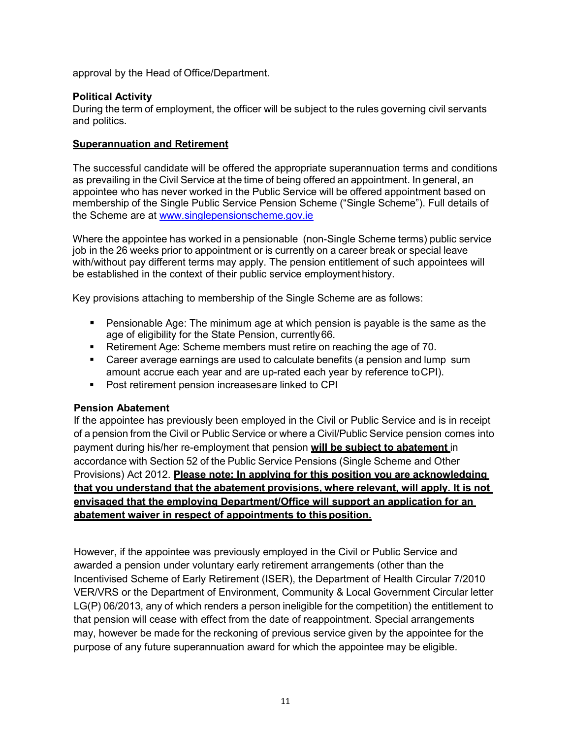approval by the Head of Office/Department.

**Political Activity**
During the term of employment, the officer will be subject to the rules governing civil servants and politics.

**Superannuation and Retirement**

The successful candidate will be offered the appropriate superannuation terms and conditions as prevailing in the Civil Service at the time of being offered an appointment. In general, an appointee who has never worked in the Public Service will be offered appointment based on membership of the Single Public Service Pension Scheme ("Single Scheme"). Full details of the Scheme are at [www.singlepensionscheme.gov.ie](http://www.singlepensionscheme.gov.ie)

Where the appointee has worked in a pensionable (non-Single Scheme terms) public service job in the 26 weeks prior to appointment or is currently on a career break or special leave with/without pay different terms may apply. The pension entitlement of such appointees will be established in the context of their public service employment history.

Key provisions attaching to membership of the Single Scheme are as follows:

- Pensionable Age: The minimum age at which pension is payable is the same as the age of eligibility for the State Pension, currently 66.
- Retirement Age: Scheme members must retire on reaching the age of 70.
- Career average earnings are used to calculate benefits (a pension and lump sum amount accrue each year and are up-rated each year by reference to CPI).
- Post retirement pension increases are linked to CPI

**Pension Abatement**
If the appointee has previously been employed in the Civil or Public Service and is in receipt of a pension from the Civil or Public Service or where a Civil/Public Service pension comes into payment during his/her re-employment that pension **will be subject to abatement** in accordance with Section 52 of the Public Service Pensions (Single Scheme and Other Provisions) Act 2012. **Please note: In applying for this position you are acknowledging that you understand that the abatement provisions, where relevant, will apply. It is not envisaged that the employing Department/Office will support an application for an abatement waiver in respect of appointments to this position.**

However, if the appointee was previously employed in the Civil or Public Service and awarded a pension under voluntary early retirement arrangements (other than the Incentivised Scheme of Early Retirement (ISER), the Department of Health Circular 7/2010 VER/VRS or the Department of Environment, Community & Local Government Circular letter LG(P) 06/2013, any of which renders a person ineligible for the competition) the entitlement to that pension will cease with effect from the date of reappointment. Special arrangements may, however be made for the reckoning of previous service given by the appointee for the purpose of any future superannuation award for which the appointee may be eligible.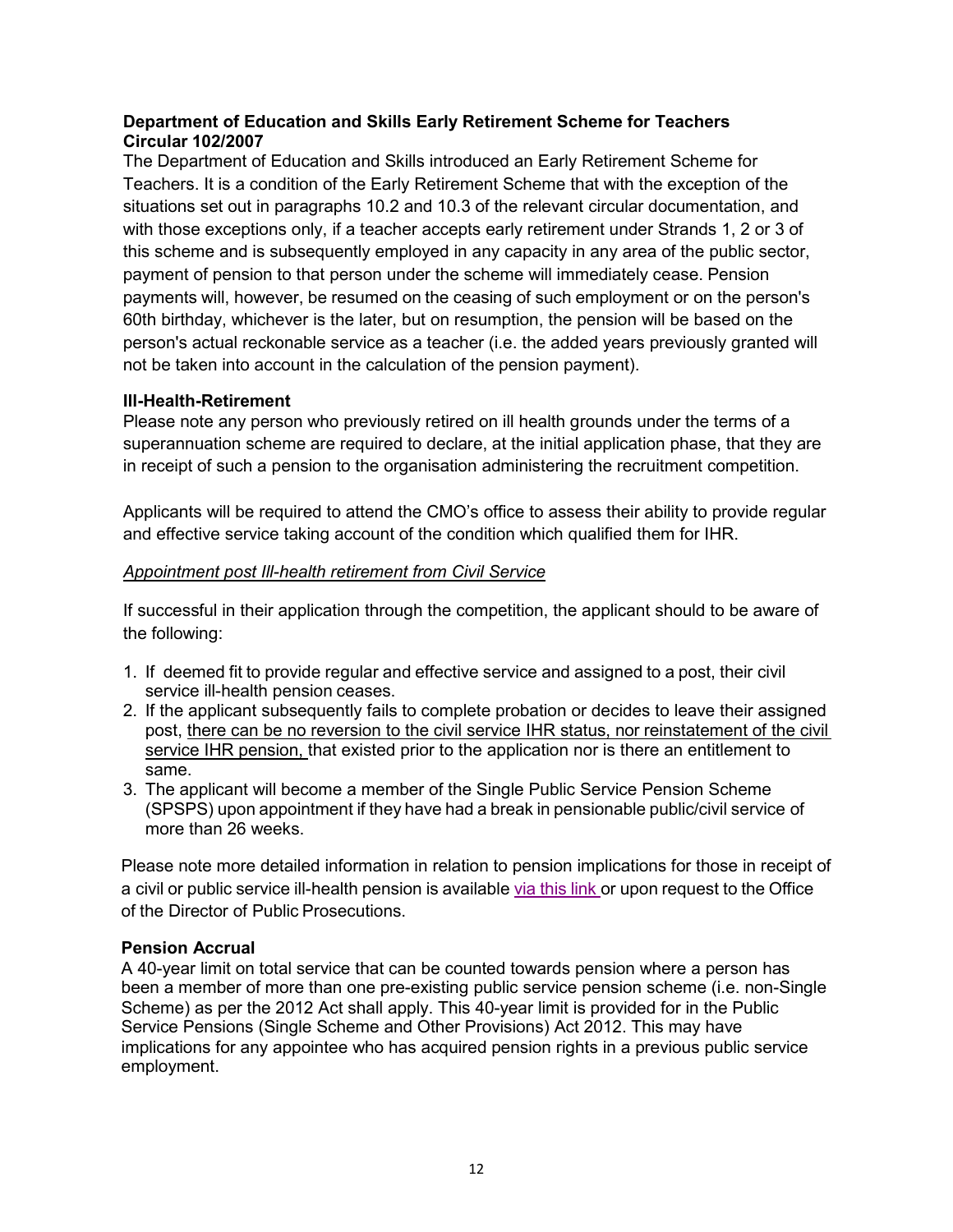**Department of Education and Skills Early Retirement Scheme for Teachers Circular 102/2007**

The Department of Education and Skills introduced an Early Retirement Scheme for Teachers. It is a condition of the Early Retirement Scheme that with the exception of the situations set out in paragraphs 10.2 and 10.3 of the relevant circular documentation, and with those exceptions only, if a teacher accepts early retirement under Strands 1, 2 or 3 of this scheme and is subsequently employed in any capacity in any area of the public sector, payment of pension to that person under the scheme will immediately cease. Pension payments will, however, be resumed on the ceasing of such employment or on the person's 60th birthday, whichever is the later, but on resumption, the pension will be based on the person's actual reckonable service as a teacher (i.e. the added years previously granted will not be taken into account in the calculation of the pension payment).

**Ill-Health-Retirement**

Please note any person who previously retired on ill health grounds under the terms of a superannuation scheme are required to declare, at the initial application phase, that they are in receipt of such a pension to the organisation administering the recruitment competition.

Applicants will be required to attend the CMO's office to assess their ability to provide regular and effective service taking account of the condition which qualified them for IHR.

*Appointment post Ill-health retirement from Civil Service*

If successful in their application through the competition, the applicant should to be aware of the following:

1. If deemed fit to provide regular and effective service and assigned to a post, their civil service ill-health pension ceases.
2. If the applicant subsequently fails to complete probation or decides to leave their assigned post, there can be no reversion to the civil service IHR status, nor reinstatement of the civil service IHR pension, that existed prior to the application nor is there an entitlement to same.
3. The applicant will become a member of the Single Public Service Pension Scheme (SPSPS) upon appointment if they have had a break in pensionable public/civil service of more than 26 weeks.

Please note more detailed information in relation to pension implications for those in receipt of a civil or public service ill-health pension is available via this link or upon request to the Office of the Director of Public Prosecutions.

**Pension Accrual**

A 40-year limit on total service that can be counted towards pension where a person has been a member of more than one pre-existing public service pension scheme (i.e. non-Single Scheme) as per the 2012 Act shall apply. This 40-year limit is provided for in the Public Service Pensions (Single Scheme and Other Provisions) Act 2012. This may have implications for any appointee who has acquired pension rights in a previous public service employment.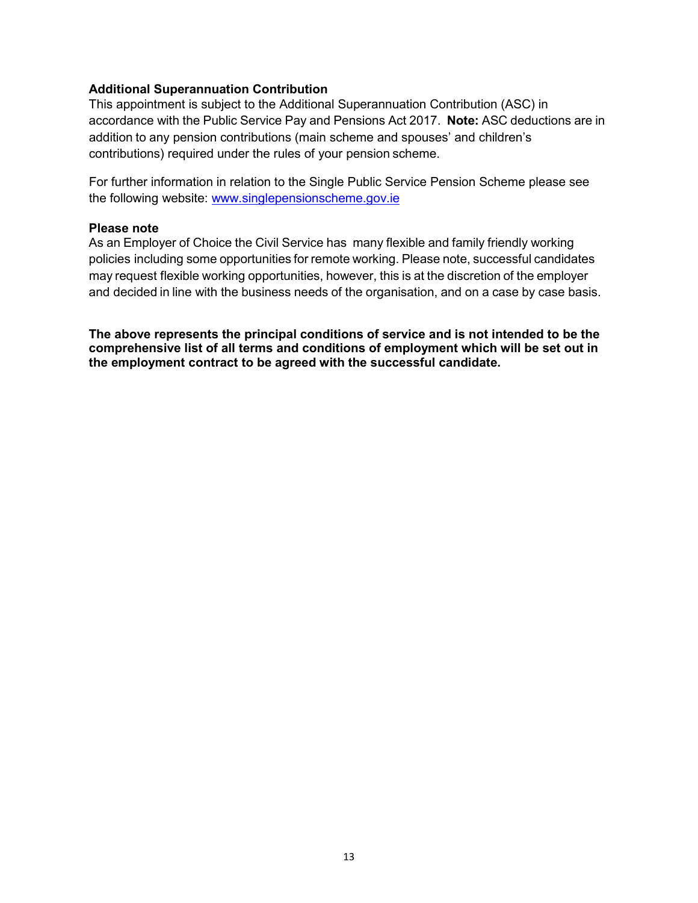**Additional Superannuation Contribution**
This appointment is subject to the Additional Superannuation Contribution (ASC) in accordance with the Public Service Pay and Pensions Act 2017. **Note:** ASC deductions are in addition to any pension contributions (main scheme and spouses' and children's contributions) required under the rules of your pension scheme.

For further information in relation to the Single Public Service Pension Scheme please see the following website: [www.singlepensionscheme.gov.ie](www.singlepensionscheme.gov.ie)

**Please note**
As an Employer of Choice the Civil Service has many flexible and family friendly working policies including some opportunities for remote working. Please note, successful candidates may request flexible working opportunities, however, this is at the discretion of the employer and decided in line with the business needs of the organisation, and on a case by case basis.

**The above represents the principal conditions of service and is not intended to be the comprehensive list of all terms and conditions of employment which will be set out in the employment contract to be agreed with the successful candidate.**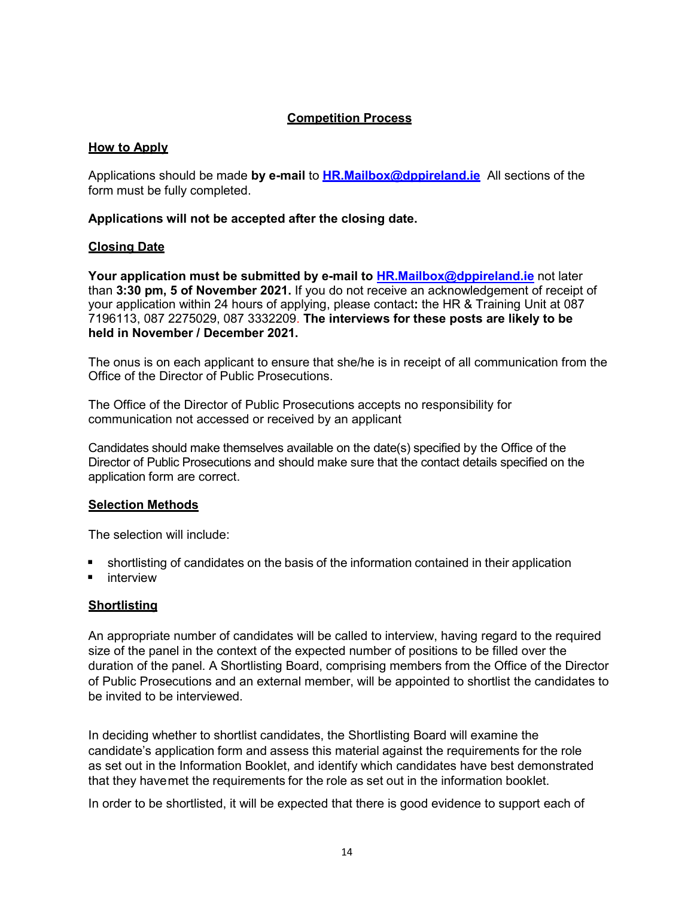## Competition Process

### How to Apply

Applications should be made **by e-mail** to **HR.Mailbox@dppireland.ie** All sections of the form must be fully completed.

**Applications will not be accepted after the closing date.**

### Closing Date

**Your application must be submitted by e-mail to HR.Mailbox@dppireland.ie** not later than **3:30 pm, 5 of November 2021.** If you do not receive an acknowledgement of receipt of your application within 24 hours of applying, please contact**:** the HR & Training Unit at 087 7196113, 087 2275029, 087 3332209. **The interviews for these posts are likely to be held in November / December 2021.**

The onus is on each applicant to ensure that she/he is in receipt of all communication from the Office of the Director of Public Prosecutions.

The Office of the Director of Public Prosecutions accepts no responsibility for communication not accessed or received by an applicant

Candidates should make themselves available on the date(s) specified by the Office of the Director of Public Prosecutions and should make sure that the contact details specified on the application form are correct.

### Selection Methods

The selection will include:

- shortlisting of candidates on the basis of the information contained in their application
- interview

### Shortlisting

An appropriate number of candidates will be called to interview, having regard to the required size of the panel in the context of the expected number of positions to be filled over the duration of the panel. A Shortlisting Board, comprising members from the Office of the Director of Public Prosecutions and an external member, will be appointed to shortlist the candidates to be invited to be interviewed.

In deciding whether to shortlist candidates, the Shortlisting Board will examine the candidate's application form and assess this material against the requirements for the role as set out in the Information Booklet, and identify which candidates have best demonstrated that they have met the requirements for the role as set out in the information booklet.

In order to be shortlisted, it will be expected that there is good evidence to support each of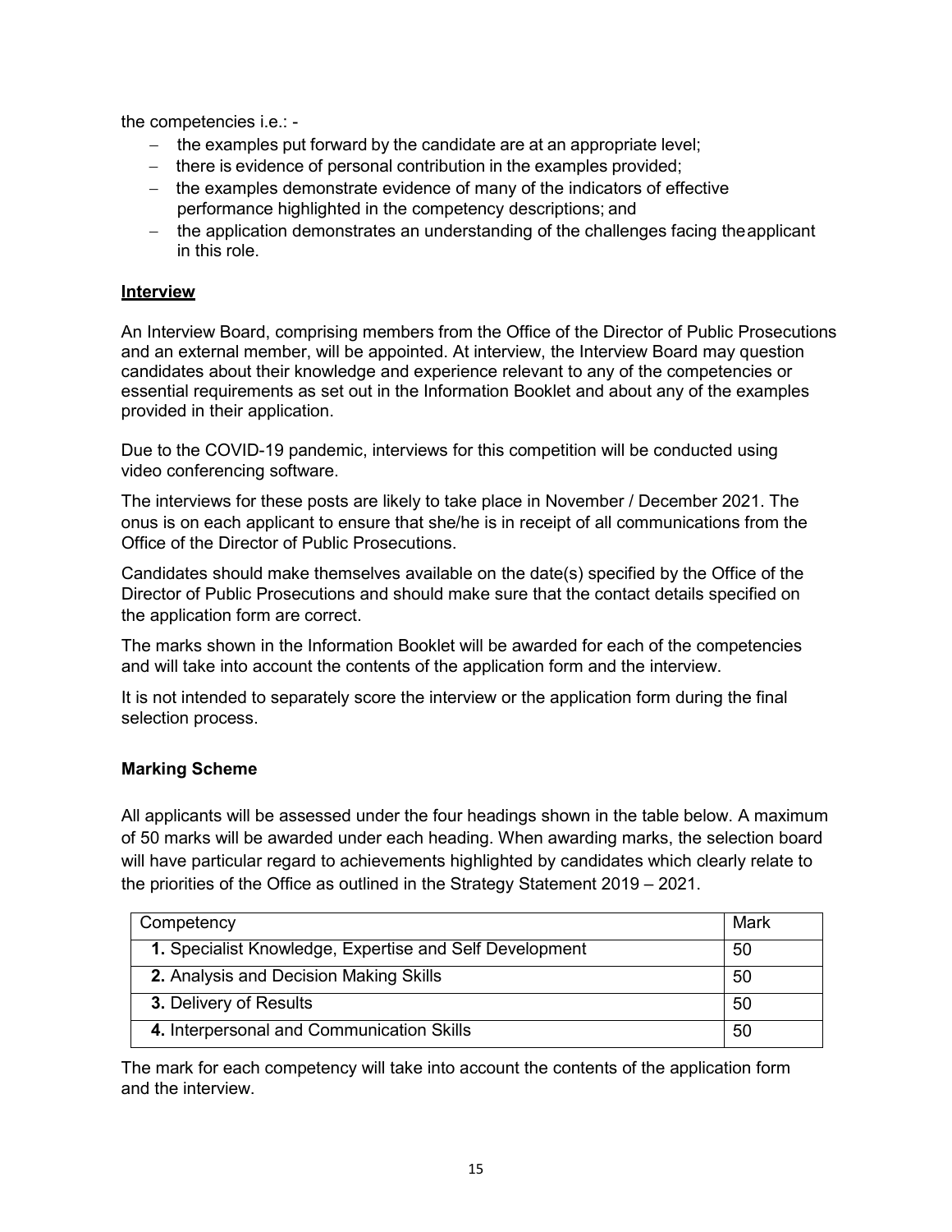the competencies i.e.: -

- the examples put forward by the candidate are at an appropriate level;
- there is evidence of personal contribution in the examples provided;
- the examples demonstrate evidence of many of the indicators of effective performance highlighted in the competency descriptions; and
- the application demonstrates an understanding of the challenges facing the applicant in this role.

**Interview**

An Interview Board, comprising members from the Office of the Director of Public Prosecutions and an external member, will be appointed. At interview, the Interview Board may question candidates about their knowledge and experience relevant to any of the competencies or essential requirements as set out in the Information Booklet and about any of the examples provided in their application.

Due to the COVID-19 pandemic, interviews for this competition will be conducted using video conferencing software.

The interviews for these posts are likely to take place in November / December 2021. The onus is on each applicant to ensure that she/he is in receipt of all communications from the Office of the Director of Public Prosecutions.

Candidates should make themselves available on the date(s) specified by the Office of the Director of Public Prosecutions and should make sure that the contact details specified on the application form are correct.

The marks shown in the Information Booklet will be awarded for each of the competencies and will take into account the contents of the application form and the interview.

It is not intended to separately score the interview or the application form during the final selection process.

### Marking Scheme

All applicants will be assessed under the four headings shown in the table below. A maximum of 50 marks will be awarded under each heading. When awarding marks, the selection board will have particular regard to achievements highlighted by candidates which clearly relate to the priorities of the Office as outlined in the Strategy Statement 2019 – 2021.

| Competency | Mark |
|---|---|
| **1.** Specialist Knowledge, Expertise and Self Development | 50 |
| **2.** Analysis and Decision Making Skills | 50 |
| **3.** Delivery of Results | 50 |
| **4.** Interpersonal and Communication Skills | 50 |

The mark for each competency will take into account the contents of the application form and the interview.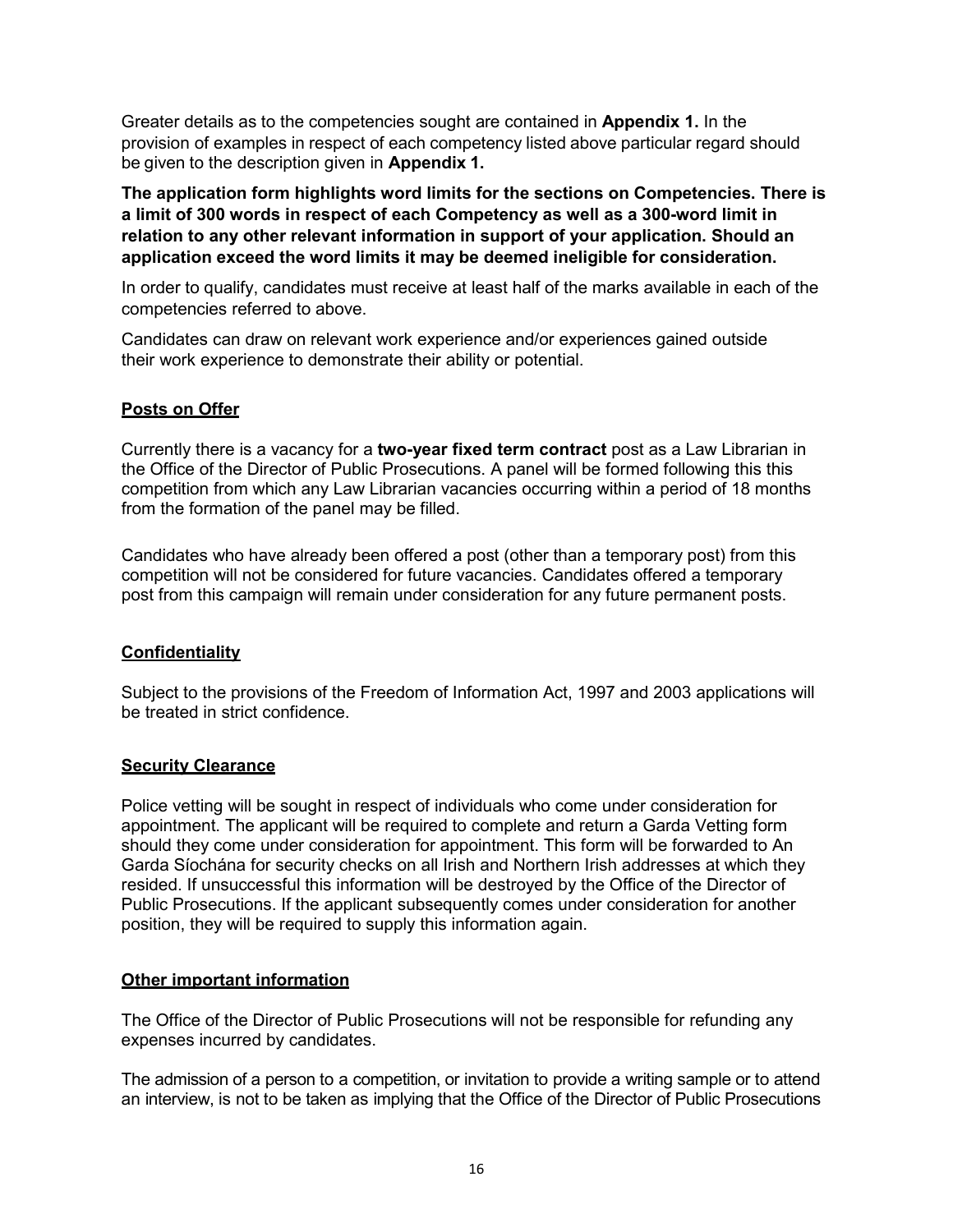Greater details as to the competencies sought are contained in **Appendix 1.** In the provision of examples in respect of each competency listed above particular regard should be given to the description given in **Appendix 1.**

**The application form highlights word limits for the sections on Competencies. There is a limit of 300 words in respect of each Competency as well as a 300-word limit in relation to any other relevant information in support of your application. Should an application exceed the word limits it may be deemed ineligible for consideration.**

In order to qualify, candidates must receive at least half of the marks available in each of the competencies referred to above.

Candidates can draw on relevant work experience and/or experiences gained outside their work experience to demonstrate their ability or potential.

## Posts on Offer

Currently there is a vacancy for a **two-year fixed term contract** post as a Law Librarian in the Office of the Director of Public Prosecutions. A panel will be formed following this this competition from which any Law Librarian vacancies occurring within a period of 18 months from the formation of the panel may be filled.

Candidates who have already been offered a post (other than a temporary post) from this competition will not be considered for future vacancies. Candidates offered a temporary post from this campaign will remain under consideration for any future permanent posts.

## Confidentiality

Subject to the provisions of the Freedom of Information Act, 1997 and 2003 applications will be treated in strict confidence.

## Security Clearance

Police vetting will be sought in respect of individuals who come under consideration for appointment. The applicant will be required to complete and return a Garda Vetting form should they come under consideration for appointment. This form will be forwarded to An Garda Síochána for security checks on all Irish and Northern Irish addresses at which they resided. If unsuccessful this information will be destroyed by the Office of the Director of Public Prosecutions. If the applicant subsequently comes under consideration for another position, they will be required to supply this information again.

## Other important information

The Office of the Director of Public Prosecutions will not be responsible for refunding any expenses incurred by candidates.

The admission of a person to a competition, or invitation to provide a writing sample or to attend an interview, is not to be taken as implying that the Office of the Director of Public Prosecutions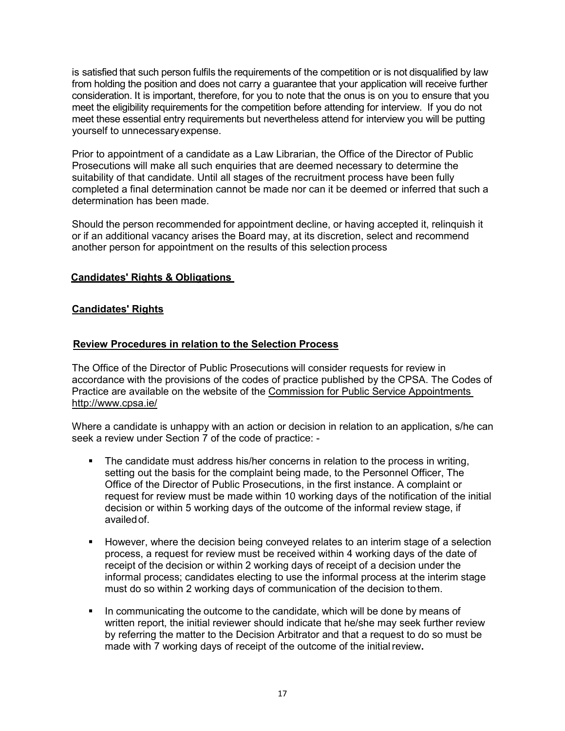is satisfied that such person fulfils the requirements of the competition or is not disqualified by law from holding the position and does not carry a guarantee that your application will receive further consideration. It is important, therefore, for you to note that the onus is on you to ensure that you meet the eligibility requirements for the competition before attending for interview. If you do not meet these essential entry requirements but nevertheless attend for interview you will be putting yourself to unnecessary expense.

Prior to appointment of a candidate as a Law Librarian, the Office of the Director of Public Prosecutions will make all such enquiries that are deemed necessary to determine the suitability of that candidate. Until all stages of the recruitment process have been fully completed a final determination cannot be made nor can it be deemed or inferred that such a determination has been made.

Should the person recommended for appointment decline, or having accepted it, relinquish it or if an additional vacancy arises the Board may, at its discretion, select and recommend another person for appointment on the results of this selection process

## Candidates' Rights & Obligations

### Candidates' Rights

### Review Procedures in relation to the Selection Process

The Office of the Director of Public Prosecutions will consider requests for review in accordance with the provisions of the codes of practice published by the CPSA. The Codes of Practice are available on the website of the Commission for Public Service Appointments http://www.cpsa.ie/

Where a candidate is unhappy with an action or decision in relation to an application, s/he can seek a review under Section 7 of the code of practice: -

- The candidate must address his/her concerns in relation to the process in writing, setting out the basis for the complaint being made, to the Personnel Officer, The Office of the Director of Public Prosecutions, in the first instance. A complaint or request for review must be made within 10 working days of the notification of the initial decision or within 5 working days of the outcome of the informal review stage, if availed of.
- However, where the decision being conveyed relates to an interim stage of a selection process, a request for review must be received within 4 working days of the date of receipt of the decision or within 2 working days of receipt of a decision under the informal process; candidates electing to use the informal process at the interim stage must do so within 2 working days of communication of the decision to them.
- In communicating the outcome to the candidate, which will be done by means of written report, the initial reviewer should indicate that he/she may seek further review by referring the matter to the Decision Arbitrator and that a request to do so must be made with 7 working days of receipt of the outcome of the initial review.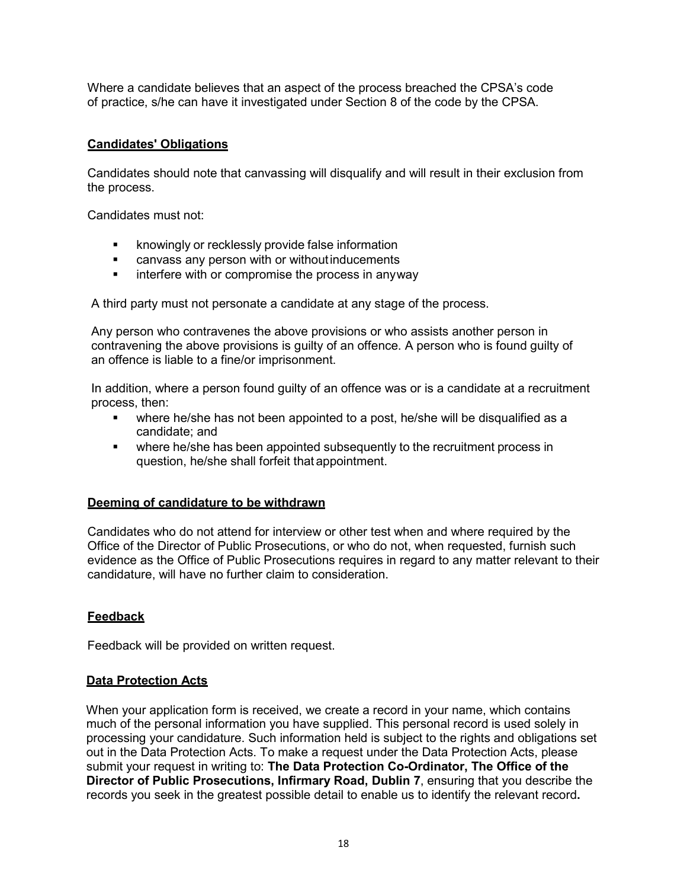Where a candidate believes that an aspect of the process breached the CPSA's code of practice, s/he can have it investigated under Section 8 of the code by the CPSA.

## Candidates' Obligations

Candidates should note that canvassing will disqualify and will result in their exclusion from the process.

Candidates must not:

- knowingly or recklessly provide false information
- canvass any person with or without inducements
- interfere with or compromise the process in anyway

A third party must not personate a candidate at any stage of the process.

Any person who contravenes the above provisions or who assists another person in contravening the above provisions is guilty of an offence. A person who is found guilty of an offence is liable to a fine/or imprisonment.

In addition, where a person found guilty of an offence was or is a candidate at a recruitment process, then:

- where he/she has not been appointed to a post, he/she will be disqualified as a candidate; and
- where he/she has been appointed subsequently to the recruitment process in question, he/she shall forfeit that appointment.

## Deeming of candidature to be withdrawn

Candidates who do not attend for interview or other test when and where required by the Office of the Director of Public Prosecutions, or who do not, when requested, furnish such evidence as the Office of Public Prosecutions requires in regard to any matter relevant to their candidature, will have no further claim to consideration.

## Feedback

Feedback will be provided on written request.

## Data Protection Acts

When your application form is received, we create a record in your name, which contains much of the personal information you have supplied. This personal record is used solely in processing your candidature. Such information held is subject to the rights and obligations set out in the Data Protection Acts. To make a request under the Data Protection Acts, please submit your request in writing to: **The Data Protection Co-Ordinator, The Office of the Director of Public Prosecutions, Infirmary Road, Dublin 7**, ensuring that you describe the records you seek in the greatest possible detail to enable us to identify the relevant record**.**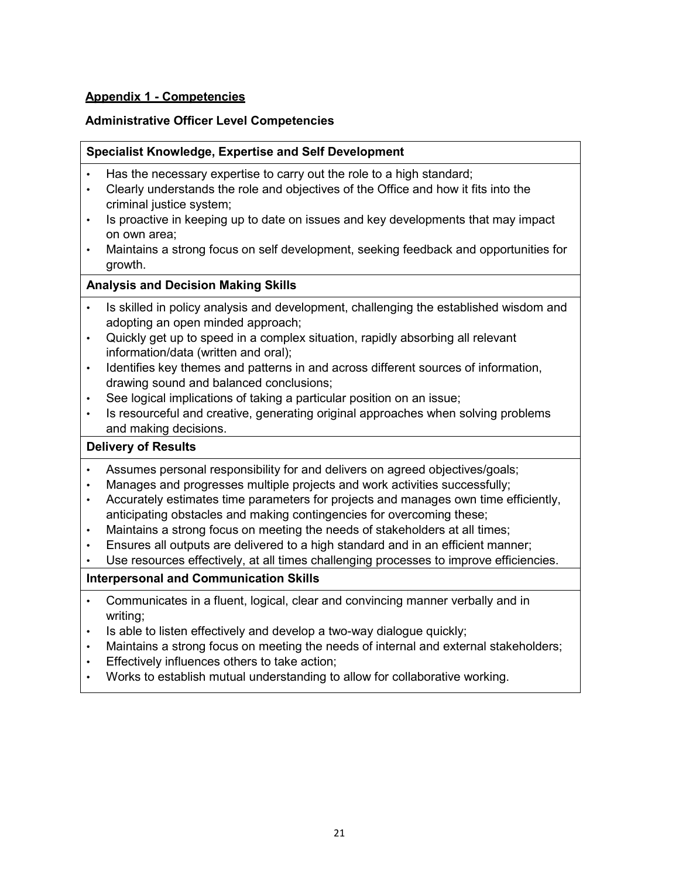## Appendix 1 - Competencies

### Administrative Officer Level Competencies

**Specialist Knowledge, Expertise and Self Development**

- Has the necessary expertise to carry out the role to a high standard;
- Clearly understands the role and objectives of the Office and how it fits into the criminal justice system;
- Is proactive in keeping up to date on issues and key developments that may impact on own area;
- Maintains a strong focus on self development, seeking feedback and opportunities for growth.

**Analysis and Decision Making Skills**

- Is skilled in policy analysis and development, challenging the established wisdom and adopting an open minded approach;
- Quickly get up to speed in a complex situation, rapidly absorbing all relevant information/data (written and oral);
- Identifies key themes and patterns in and across different sources of information, drawing sound and balanced conclusions;
- See logical implications of taking a particular position on an issue;
- Is resourceful and creative, generating original approaches when solving problems and making decisions.

**Delivery of Results**

- Assumes personal responsibility for and delivers on agreed objectives/goals;
- Manages and progresses multiple projects and work activities successfully;
- Accurately estimates time parameters for projects and manages own time efficiently, anticipating obstacles and making contingencies for overcoming these;
- Maintains a strong focus on meeting the needs of stakeholders at all times;
- Ensures all outputs are delivered to a high standard and in an efficient manner;
- Use resources effectively, at all times challenging processes to improve efficiencies.

**Interpersonal and Communication Skills**

- Communicates in a fluent, logical, clear and convincing manner verbally and in writing;
- Is able to listen effectively and develop a two-way dialogue quickly;
- Maintains a strong focus on meeting the needs of internal and external stakeholders;
- Effectively influences others to take action;
- Works to establish mutual understanding to allow for collaborative working.